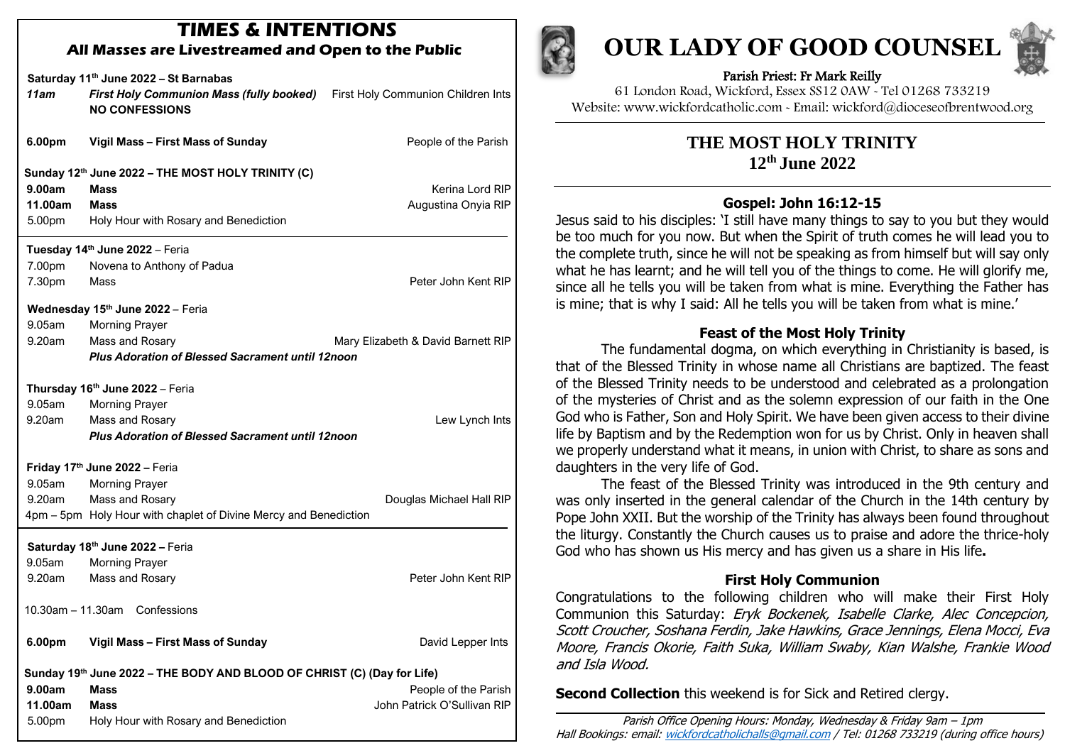# TIMES & INTENTIONS

## All Masses are Livestreamed and Open to the Public

**Saturday 11th June 2022 – St Barnabas**

| | | |
|---|---|---|
| *11am* | ***First Holy Communion Mass (fully booked)*** **NO CONFESSIONS** | First Holy Communion Children Ints |
| **6.00pm** | **Vigil Mass – First Mass of Sunday** | People of the Parish |

**Sunday 12th June 2022 – THE MOST HOLY TRINITY (C)**

| | | |
|---|---|---|
| **9.00am** | **Mass** | Kerina Lord RIP |
| **11.00am** | **Mass** | Augustina Onyia RIP |
| 5.00pm | Holy Hour with Rosary and Benediction | |

**Tuesday 14th June 2022** – Feria

| | | |
|---|---|---|
| 7.00pm | Novena to Anthony of Padua | |
| 7.30pm | Mass | Peter John Kent RIP |

**Wednesday 15th June 2022** – Feria

| | | |
|---|---|---|
| 9.05am | Morning Prayer | |
| 9.20am | Mass and Rosary ***Plus Adoration of Blessed Sacrament until 12noon*** | Mary Elizabeth & David Barnett RIP |

**Thursday 16th June 2022** – Feria

| | | |
|---|---|---|
| 9.05am | Morning Prayer | |
| 9.20am | Mass and Rosary ***Plus Adoration of Blessed Sacrament until 12noon*** | Lew Lynch Ints |

**Friday 17th June 2022** – Feria

| | | |
|---|---|---|
| 9.05am | Morning Prayer | |
| 9.20am | Mass and Rosary | Douglas Michael Hall RIP |
| 4pm – 5pm | Holy Hour with chaplet of Divine Mercy and Benediction | |

**Saturday 18th June 2022** – Feria

| | | |
|---|---|---|
| 9.05am | Morning Prayer | |
| 9.20am | Mass and Rosary | Peter John Kent RIP |
| 10.30am – 11.30am | Confessions | |
| **6.00pm** | **Vigil Mass – First Mass of Sunday** | David Lepper Ints |

**Sunday 19th June 2022 – THE BODY AND BLOOD OF CHRIST (C) (Day for Life)**

| | | |
|---|---|---|
| **9.00am** | **Mass** | People of the Parish |
| **11.00am** | **Mass** | John Patrick O'Sullivan RIP |
| 5.00pm | Holy Hour with Rosary and Benediction | |

# OUR LADY OF GOOD COUNSEL

Parish Priest: Fr Mark Reilly
61 London Road, Wickford, Essex SS12 0AW - Tel 01268 733219
Website: www.wickfordcatholic.com - Email: wickford@dioceseofbrentwood.org

## THE MOST HOLY TRINITY
## 12th June 2022

### Gospel: John 16:12-15

Jesus said to his disciples: 'I still have many things to say to you but they would be too much for you now. But when the Spirit of truth comes he will lead you to the complete truth, since he will not be speaking as from himself but will say only what he has learnt; and he will tell you of the things to come. He will glorify me, since all he tells you will be taken from what is mine. Everything the Father has is mine; that is why I said: All he tells you will be taken from what is mine.'

### Feast of the Most Holy Trinity

The fundamental dogma, on which everything in Christianity is based, is that of the Blessed Trinity in whose name all Christians are baptized. The feast of the Blessed Trinity needs to be understood and celebrated as a prolongation of the mysteries of Christ and as the solemn expression of our faith in the One God who is Father, Son and Holy Spirit. We have been given access to their divine life by Baptism and by the Redemption won for us by Christ. Only in heaven shall we properly understand what it means, in union with Christ, to share as sons and daughters in the very life of God.

The feast of the Blessed Trinity was introduced in the 9th century and was only inserted in the general calendar of the Church in the 14th century by Pope John XXII. But the worship of the Trinity has always been found throughout the liturgy. Constantly the Church causes us to praise and adore the thrice-holy God who has shown us His mercy and has given us a share in His life**.**

### First Holy Communion

Congratulations to the following children who will make their First Holy Communion this Saturday: *Eryk Bockenek, Isabelle Clarke, Alec Concepcion, Scott Croucher, Soshana Ferdin, Jake Hawkins, Grace Jennings, Elena Mocci, Eva Moore, Francis Okorie, Faith Suka, William Swaby, Kian Walshe, Frankie Wood and Isla Wood.*

**Second Collection** this weekend is for Sick and Retired clergy.

*Parish Office Opening Hours: Monday, Wednesday & Friday 9am – 1pm*
*Hall Bookings: email: wickfordcatholichalls@gmail.com / Tel: 01268 733219 (during office hours)*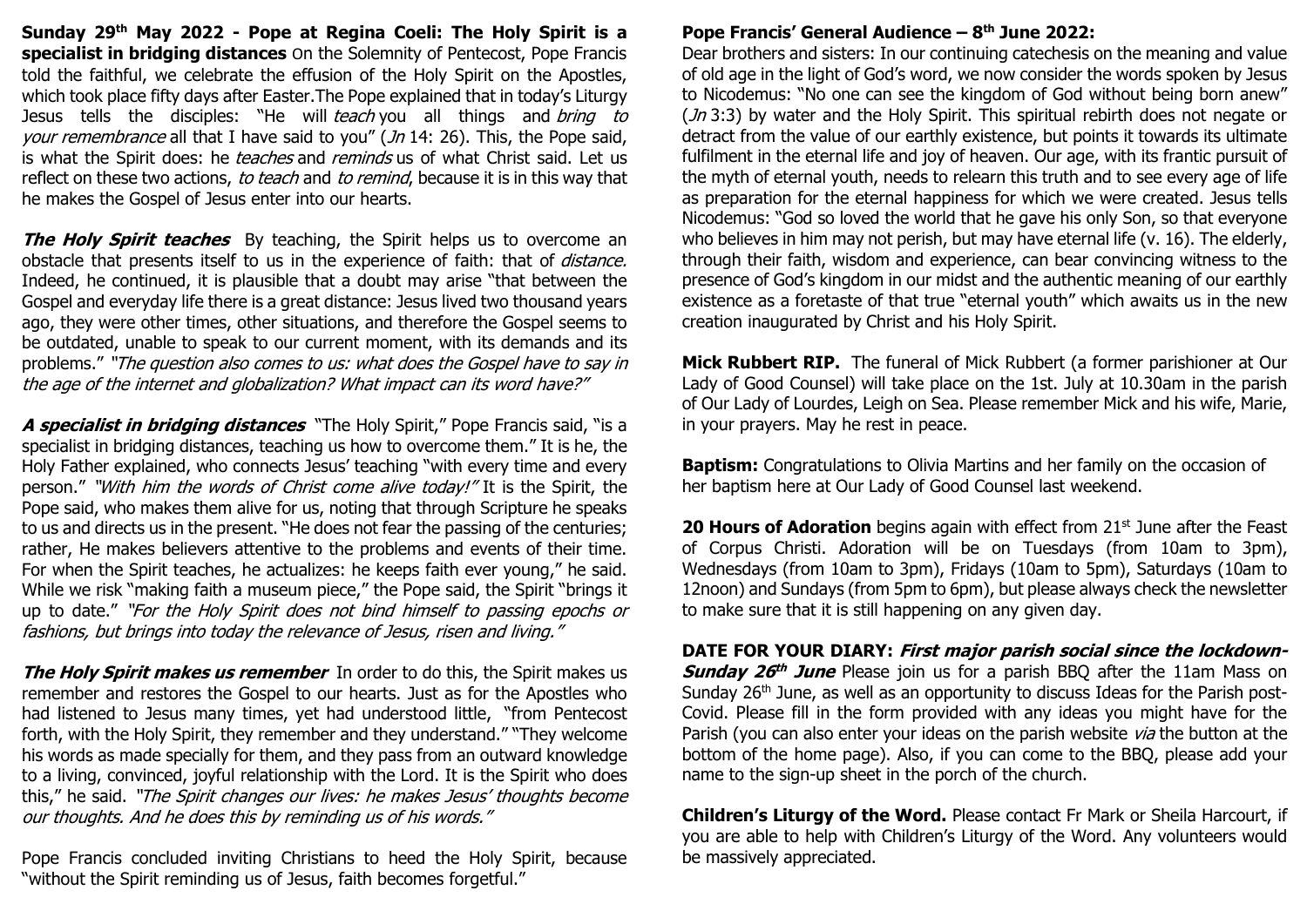**Sunday 29th May 2022 - Pope at Regina Coeli: The Holy Spirit is a specialist in bridging distances** On the Solemnity of Pentecost, Pope Francis told the faithful, we celebrate the effusion of the Holy Spirit on the Apostles, which took place fifty days after Easter.The Pope explained that in today's Liturgy Jesus tells the disciples: "He will *teach* you all things and *bring to your remembrance* all that I have said to you" (*Jn* 14: 26). This, the Pope said, is what the Spirit does: he *teaches* and *reminds* us of what Christ said. Let us reflect on these two actions, *to teach* and *to remind*, because it is in this way that he makes the Gospel of Jesus enter into our hearts.

***The Holy Spirit teaches*** By teaching, the Spirit helps us to overcome an obstacle that presents itself to us in the experience of faith: that of *distance.* Indeed, he continued, it is plausible that a doubt may arise "that between the Gospel and everyday life there is a great distance: Jesus lived two thousand years ago, they were other times, other situations, and therefore the Gospel seems to be outdated, unable to speak to our current moment, with its demands and its problems." *"The question also comes to us: what does the Gospel have to say in the age of the internet and globalization? What impact can its word have?"*

***A specialist in bridging distances*** "The Holy Spirit," Pope Francis said, "is a specialist in bridging distances, teaching us how to overcome them." It is he, the Holy Father explained, who connects Jesus' teaching "with every time and every person." *"With him the words of Christ come alive today!"* It is the Spirit, the Pope said, who makes them alive for us, noting that through Scripture he speaks to us and directs us in the present. "He does not fear the passing of the centuries; rather, He makes believers attentive to the problems and events of their time. For when the Spirit teaches, he actualizes: he keeps faith ever young," he said. While we risk "making faith a museum piece," the Pope said, the Spirit "brings it up to date." *"For the Holy Spirit does not bind himself to passing epochs or fashions, but brings into today the relevance of Jesus, risen and living."*

***The Holy Spirit makes us remember*** In order to do this, the Spirit makes us remember and restores the Gospel to our hearts. Just as for the Apostles who had listened to Jesus many times, yet had understood little, "from Pentecost forth, with the Holy Spirit, they remember and they understand." "They welcome his words as made specially for them, and they pass from an outward knowledge to a living, convinced, joyful relationship with the Lord. It is the Spirit who does this," he said. *"The Spirit changes our lives: he makes Jesus' thoughts become our thoughts. And he does this by reminding us of his words."*

Pope Francis concluded inviting Christians to heed the Holy Spirit, because "without the Spirit reminding us of Jesus, faith becomes forgetful."

**Pope Francis' General Audience – 8th June 2022:**
Dear brothers and sisters: In our continuing catechesis on the meaning and value of old age in the light of God's word, we now consider the words spoken by Jesus to Nicodemus: "No one can see the kingdom of God without being born anew" (*Jn* 3:3) by water and the Holy Spirit. This spiritual rebirth does not negate or detract from the value of our earthly existence, but points it towards its ultimate fulfilment in the eternal life and joy of heaven. Our age, with its frantic pursuit of the myth of eternal youth, needs to relearn this truth and to see every age of life as preparation for the eternal happiness for which we were created. Jesus tells Nicodemus: "God so loved the world that he gave his only Son, so that everyone who believes in him may not perish, but may have eternal life (v. 16). The elderly, through their faith, wisdom and experience, can bear convincing witness to the presence of God's kingdom in our midst and the authentic meaning of our earthly existence as a foretaste of that true "eternal youth" which awaits us in the new creation inaugurated by Christ and his Holy Spirit.

**Mick Rubbert RIP.** The funeral of Mick Rubbert (a former parishioner at Our Lady of Good Counsel) will take place on the 1st. July at 10.30am in the parish of Our Lady of Lourdes, Leigh on Sea. Please remember Mick and his wife, Marie, in your prayers. May he rest in peace.

**Baptism:** Congratulations to Olivia Martins and her family on the occasion of her baptism here at Our Lady of Good Counsel last weekend.

**20 Hours of Adoration** begins again with effect from 21st June after the Feast of Corpus Christi. Adoration will be on Tuesdays (from 10am to 3pm), Wednesdays (from 10am to 3pm), Fridays (10am to 5pm), Saturdays (10am to 12noon) and Sundays (from 5pm to 6pm), but please always check the newsletter to make sure that it is still happening on any given day.

**DATE FOR YOUR DIARY: *First major parish social since the lockdown-Sunday 26th June*** Please join us for a parish BBQ after the 11am Mass on Sunday 26th June, as well as an opportunity to discuss Ideas for the Parish post-Covid. Please fill in the form provided with any ideas you might have for the Parish (you can also enter your ideas on the parish website *via* the button at the bottom of the home page). Also, if you can come to the BBQ, please add your name to the sign-up sheet in the porch of the church.

**Children's Liturgy of the Word.** Please contact Fr Mark or Sheila Harcourt, if you are able to help with Children's Liturgy of the Word. Any volunteers would be massively appreciated.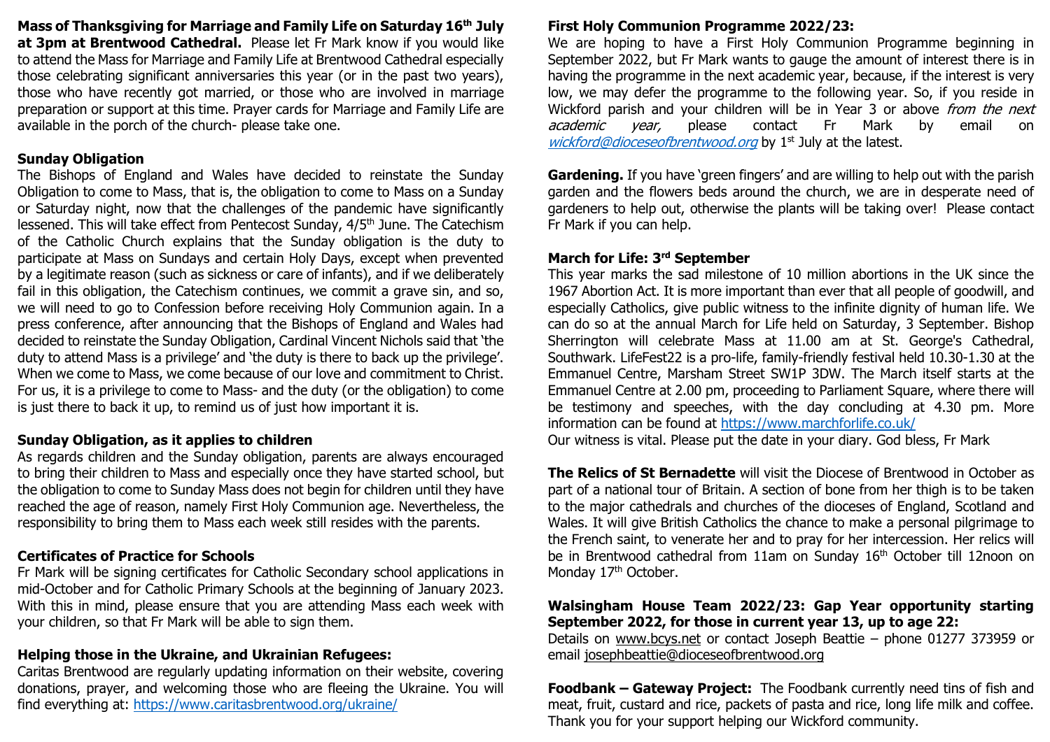**Mass of Thanksgiving for Marriage and Family Life on Saturday 16th July at 3pm at Brentwood Cathedral.** Please let Fr Mark know if you would like to attend the Mass for Marriage and Family Life at Brentwood Cathedral especially those celebrating significant anniversaries this year (or in the past two years), those who have recently got married, or those who are involved in marriage preparation or support at this time. Prayer cards for Marriage and Family Life are available in the porch of the church- please take one.

**Sunday Obligation**

The Bishops of England and Wales have decided to reinstate the Sunday Obligation to come to Mass, that is, the obligation to come to Mass on a Sunday or Saturday night, now that the challenges of the pandemic have significantly lessened. This will take effect from Pentecost Sunday, 4/5th June. The Catechism of the Catholic Church explains that the Sunday obligation is the duty to participate at Mass on Sundays and certain Holy Days, except when prevented by a legitimate reason (such as sickness or care of infants), and if we deliberately fail in this obligation, the Catechism continues, we commit a grave sin, and so, we will need to go to Confession before receiving Holy Communion again. In a press conference, after announcing that the Bishops of England and Wales had decided to reinstate the Sunday Obligation, Cardinal Vincent Nichols said that 'the duty to attend Mass is a privilege' and 'the duty is there to back up the privilege'. When we come to Mass, we come because of our love and commitment to Christ. For us, it is a privilege to come to Mass- and the duty (or the obligation) to come is just there to back it up, to remind us of just how important it is.

**Sunday Obligation, as it applies to children**

As regards children and the Sunday obligation, parents are always encouraged to bring their children to Mass and especially once they have started school, but the obligation to come to Sunday Mass does not begin for children until they have reached the age of reason, namely First Holy Communion age. Nevertheless, the responsibility to bring them to Mass each week still resides with the parents.

**Certificates of Practice for Schools**

Fr Mark will be signing certificates for Catholic Secondary school applications in mid-October and for Catholic Primary Schools at the beginning of January 2023. With this in mind, please ensure that you are attending Mass each week with your children, so that Fr Mark will be able to sign them.

**Helping those in the Ukraine, and Ukrainian Refugees:**

Caritas Brentwood are regularly updating information on their website, covering donations, prayer, and welcoming those who are fleeing the Ukraine. You will find everything at: https://www.caritasbrentwood.org/ukraine/

**First Holy Communion Programme 2022/23:**

We are hoping to have a First Holy Communion Programme beginning in September 2022, but Fr Mark wants to gauge the amount of interest there is in having the programme in the next academic year, because, if the interest is very low, we may defer the programme to the following year. So, if you reside in Wickford parish and your children will be in Year 3 or above *from the next academic year,* please contact Fr Mark by email on wickford@dioceseofbrentwood.org by 1st July at the latest.

**Gardening.** If you have 'green fingers' and are willing to help out with the parish garden and the flowers beds around the church, we are in desperate need of gardeners to help out, otherwise the plants will be taking over! Please contact Fr Mark if you can help.

**March for Life: 3rd September**

This year marks the sad milestone of 10 million abortions in the UK since the 1967 Abortion Act. It is more important than ever that all people of goodwill, and especially Catholics, give public witness to the infinite dignity of human life. We can do so at the annual March for Life held on Saturday, 3 September. Bishop Sherrington will celebrate Mass at 11.00 am at St. George's Cathedral, Southwark. LifeFest22 is a pro-life, family-friendly festival held 10.30-1.30 at the Emmanuel Centre, Marsham Street SW1P 3DW. The March itself starts at the Emmanuel Centre at 2.00 pm, proceeding to Parliament Square, where there will be testimony and speeches, with the day concluding at 4.30 pm. More information can be found at https://www.marchforlife.co.uk/

Our witness is vital. Please put the date in your diary. God bless, Fr Mark

**The Relics of St Bernadette** will visit the Diocese of Brentwood in October as part of a national tour of Britain. A section of bone from her thigh is to be taken to the major cathedrals and churches of the dioceses of England, Scotland and Wales. It will give British Catholics the chance to make a personal pilgrimage to the French saint, to venerate her and to pray for her intercession. Her relics will be in Brentwood cathedral from 11am on Sunday 16th October till 12noon on Monday 17th October.

**Walsingham House Team 2022/23: Gap Year opportunity starting September 2022, for those in current year 13, up to age 22:**

Details on www.bcys.net or contact Joseph Beattie – phone 01277 373959 or email josephbeattie@dioceseofbrentwood.org

**Foodbank – Gateway Project:** The Foodbank currently need tins of fish and meat, fruit, custard and rice, packets of pasta and rice, long life milk and coffee. Thank you for your support helping our Wickford community.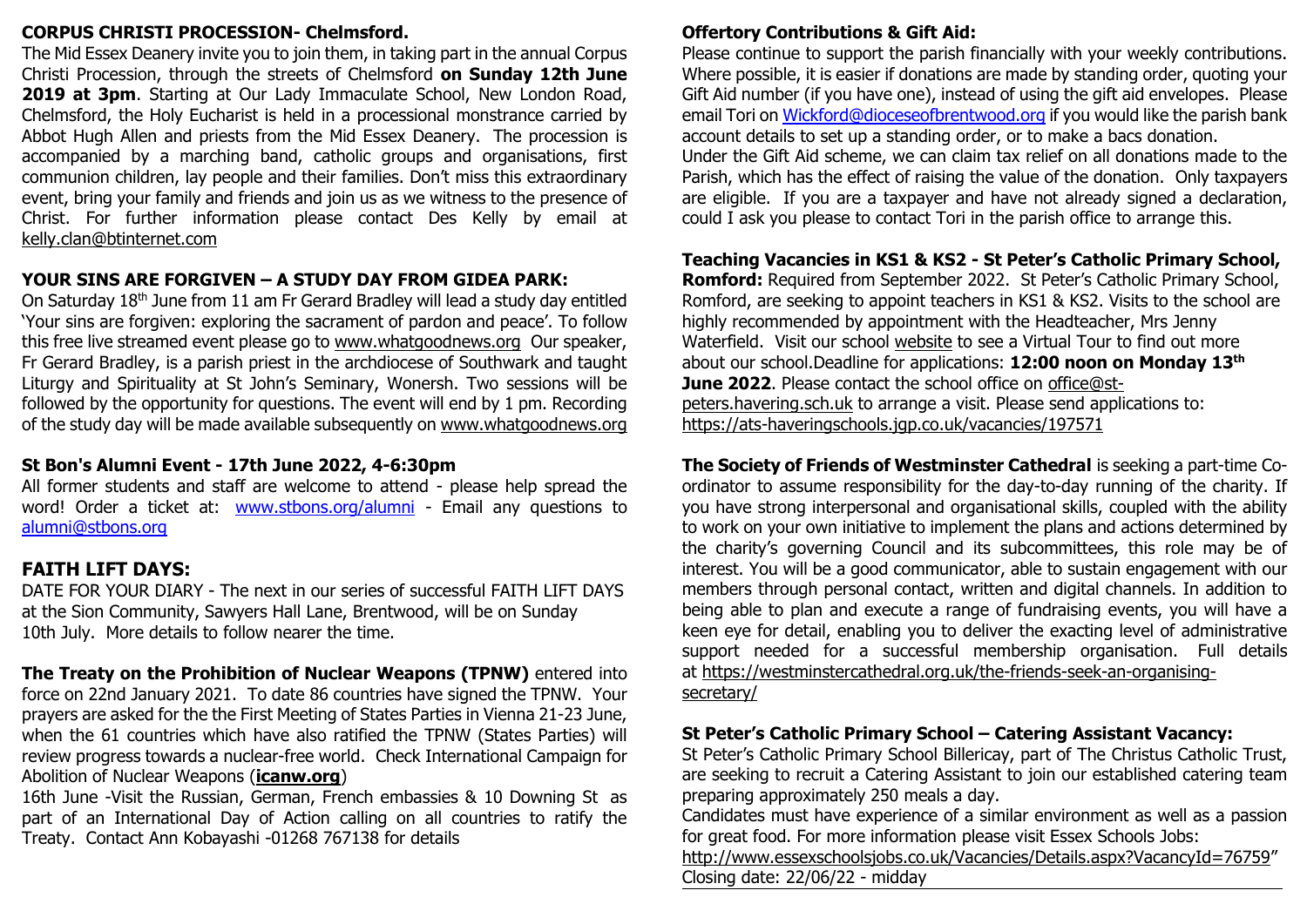**CORPUS CHRISTI PROCESSION- Chelmsford.**

The Mid Essex Deanery invite you to join them, in taking part in the annual Corpus Christi Procession, through the streets of Chelmsford **on Sunday 12th June 2019 at 3pm**. Starting at Our Lady Immaculate School, New London Road, Chelmsford, the Holy Eucharist is held in a processional monstrance carried by Abbot Hugh Allen and priests from the Mid Essex Deanery. The procession is accompanied by a marching band, catholic groups and organisations, first communion children, lay people and their families. Don't miss this extraordinary event, bring your family and friends and join us as we witness to the presence of Christ. For further information please contact Des Kelly by email at kelly.clan@btinternet.com

**YOUR SINS ARE FORGIVEN – A STUDY DAY FROM GIDEA PARK:**

On Saturday 18th June from 11 am Fr Gerard Bradley will lead a study day entitled 'Your sins are forgiven: exploring the sacrament of pardon and peace'. To follow this free live streamed event please go to www.whatgoodnews.org Our speaker, Fr Gerard Bradley, is a parish priest in the archdiocese of Southwark and taught Liturgy and Spirituality at St John's Seminary, Wonersh. Two sessions will be followed by the opportunity for questions. The event will end by 1 pm. Recording of the study day will be made available subsequently on www.whatgoodnews.org

**St Bon's Alumni Event - 17th June 2022, 4-6:30pm**

All former students and staff are welcome to attend - please help spread the word! Order a ticket at: www.stbons.org/alumni - Email any questions to alumni@stbons.org

## FAITH LIFT DAYS:

DATE FOR YOUR DIARY - The next in our series of successful FAITH LIFT DAYS at the Sion Community, Sawyers Hall Lane, Brentwood, will be on Sunday 10th July. More details to follow nearer the time.

**The Treaty on the Prohibition of Nuclear Weapons (TPNW)** entered into force on 22nd January 2021. To date 86 countries have signed the TPNW. Your prayers are asked for the the First Meeting of States Parties in Vienna 21-23 June, when the 61 countries which have also ratified the TPNW (States Parties) will review progress towards a nuclear-free world. Check International Campaign for Abolition of Nuclear Weapons (**icanw.org**)

16th June -Visit the Russian, German, French embassies & 10 Downing St as part of an International Day of Action calling on all countries to ratify the Treaty. Contact Ann Kobayashi -01268 767138 for details

**Offertory Contributions & Gift Aid:**

Please continue to support the parish financially with your weekly contributions. Where possible, it is easier if donations are made by standing order, quoting your Gift Aid number (if you have one), instead of using the gift aid envelopes. Please email Tori on Wickford@dioceseofbrentwood.org if you would like the parish bank account details to set up a standing order, or to make a bacs donation.

Under the Gift Aid scheme, we can claim tax relief on all donations made to the Parish, which has the effect of raising the value of the donation. Only taxpayers are eligible. If you are a taxpayer and have not already signed a declaration, could I ask you please to contact Tori in the parish office to arrange this.

**Teaching Vacancies in KS1 & KS2 - St Peter's Catholic Primary School, Romford:** Required from September 2022. St Peter's Catholic Primary School, Romford, are seeking to appoint teachers in KS1 & KS2. Visits to the school are highly recommended by appointment with the Headteacher, Mrs Jenny Waterfield. Visit our school website to see a Virtual Tour to find out more about our school.Deadline for applications: **12:00 noon on Monday 13th June 2022**. Please contact the school office on office@st-peters.havering.sch.uk to arrange a visit. Please send applications to: https://ats-haveringschools.jgp.co.uk/vacancies/197571

**The Society of Friends of Westminster Cathedral** is seeking a part-time Co-ordinator to assume responsibility for the day-to-day running of the charity. If you have strong interpersonal and organisational skills, coupled with the ability to work on your own initiative to implement the plans and actions determined by the charity's governing Council and its subcommittees, this role may be of interest. You will be a good communicator, able to sustain engagement with our members through personal contact, written and digital channels. In addition to being able to plan and execute a range of fundraising events, you will have a keen eye for detail, enabling you to deliver the exacting level of administrative support needed for a successful membership organisation. Full details at https://westminstercathedral.org.uk/the-friends-seek-an-organising-secretary/

**St Peter's Catholic Primary School – Catering Assistant Vacancy:**

St Peter's Catholic Primary School Billericay, part of The Christus Catholic Trust, are seeking to recruit a Catering Assistant to join our established catering team preparing approximately 250 meals a day.

Candidates must have experience of a similar environment as well as a passion for great food. For more information please visit Essex Schools Jobs: http://www.essexschoolsjobs.co.uk/Vacancies/Details.aspx?VacancyId=76759"

Closing date: 22/06/22 - midday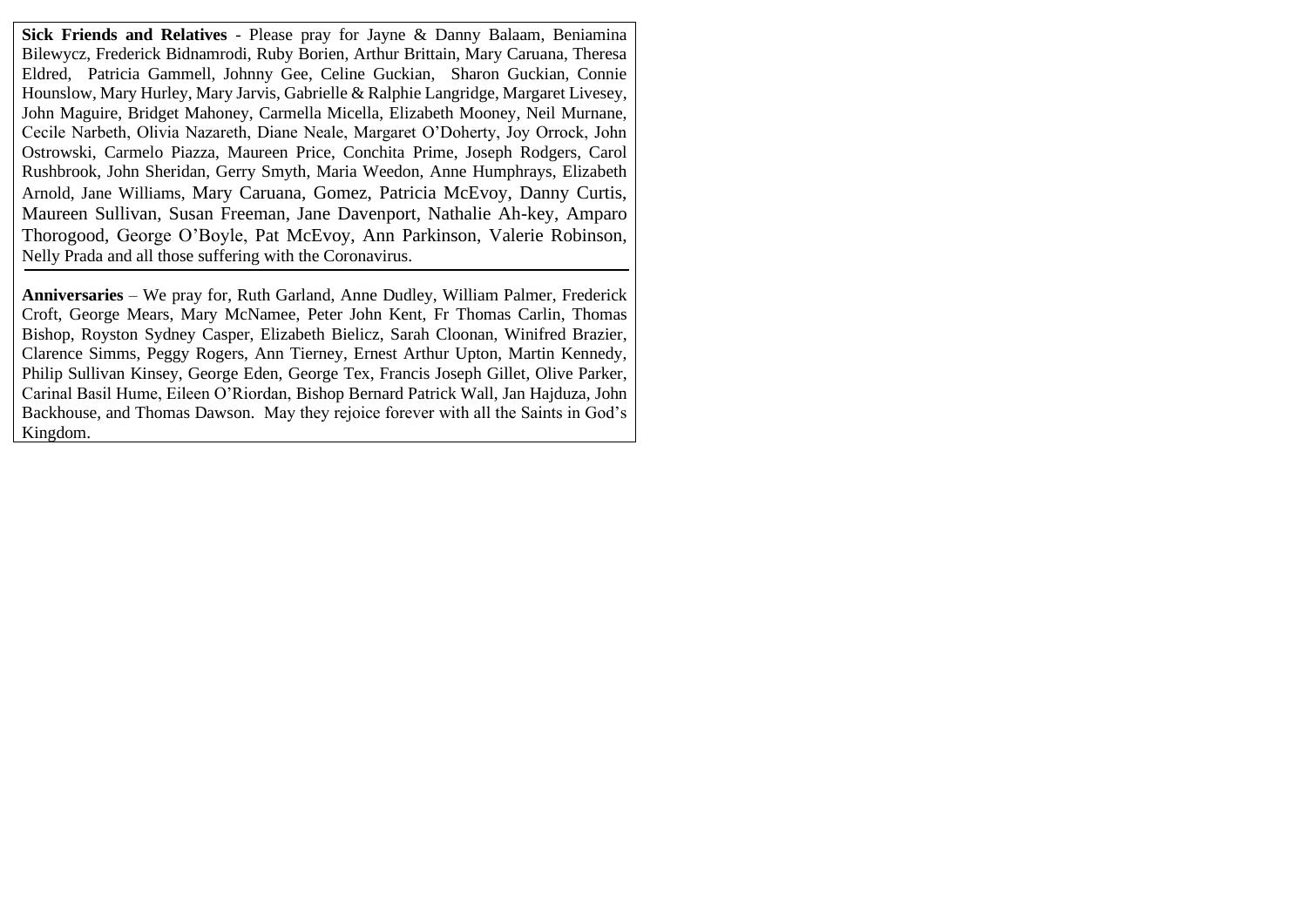**Sick Friends and Relatives** - Please pray for Jayne & Danny Balaam, Beniamina Bilewycz, Frederick Bidnamrodi, Ruby Borien, Arthur Brittain, Mary Caruana, Theresa Eldred, Patricia Gammell, Johnny Gee, Celine Guckian, Sharon Guckian, Connie Hounslow, Mary Hurley, Mary Jarvis, Gabrielle & Ralphie Langridge, Margaret Livesey, John Maguire, Bridget Mahoney, Carmella Micella, Elizabeth Mooney, Neil Murnane, Cecile Narbeth, Olivia Nazareth, Diane Neale, Margaret O'Doherty, Joy Orrock, John Ostrowski, Carmelo Piazza, Maureen Price, Conchita Prime, Joseph Rodgers, Carol Rushbrook, John Sheridan, Gerry Smyth, Maria Weedon, Anne Humphrays, Elizabeth Arnold, Jane Williams, Mary Caruana, Gomez, Patricia McEvoy, Danny Curtis, Maureen Sullivan, Susan Freeman, Jane Davenport, Nathalie Ah-key, Amparo Thorogood, George O'Boyle, Pat McEvoy, Ann Parkinson, Valerie Robinson, Nelly Prada and all those suffering with the Coronavirus.

---

**Anniversaries** – We pray for, Ruth Garland, Anne Dudley, William Palmer, Frederick Croft, George Mears, Mary McNamee, Peter John Kent, Fr Thomas Carlin, Thomas Bishop, Royston Sydney Casper, Elizabeth Bielicz, Sarah Cloonan, Winifred Brazier, Clarence Simms, Peggy Rogers, Ann Tierney, Ernest Arthur Upton, Martin Kennedy, Philip Sullivan Kinsey, George Eden, George Tex, Francis Joseph Gillet, Olive Parker, Carinal Basil Hume, Eileen O'Riordan, Bishop Bernard Patrick Wall, Jan Hajduza, John Backhouse, and Thomas Dawson. May they rejoice forever with all the Saints in God's Kingdom.